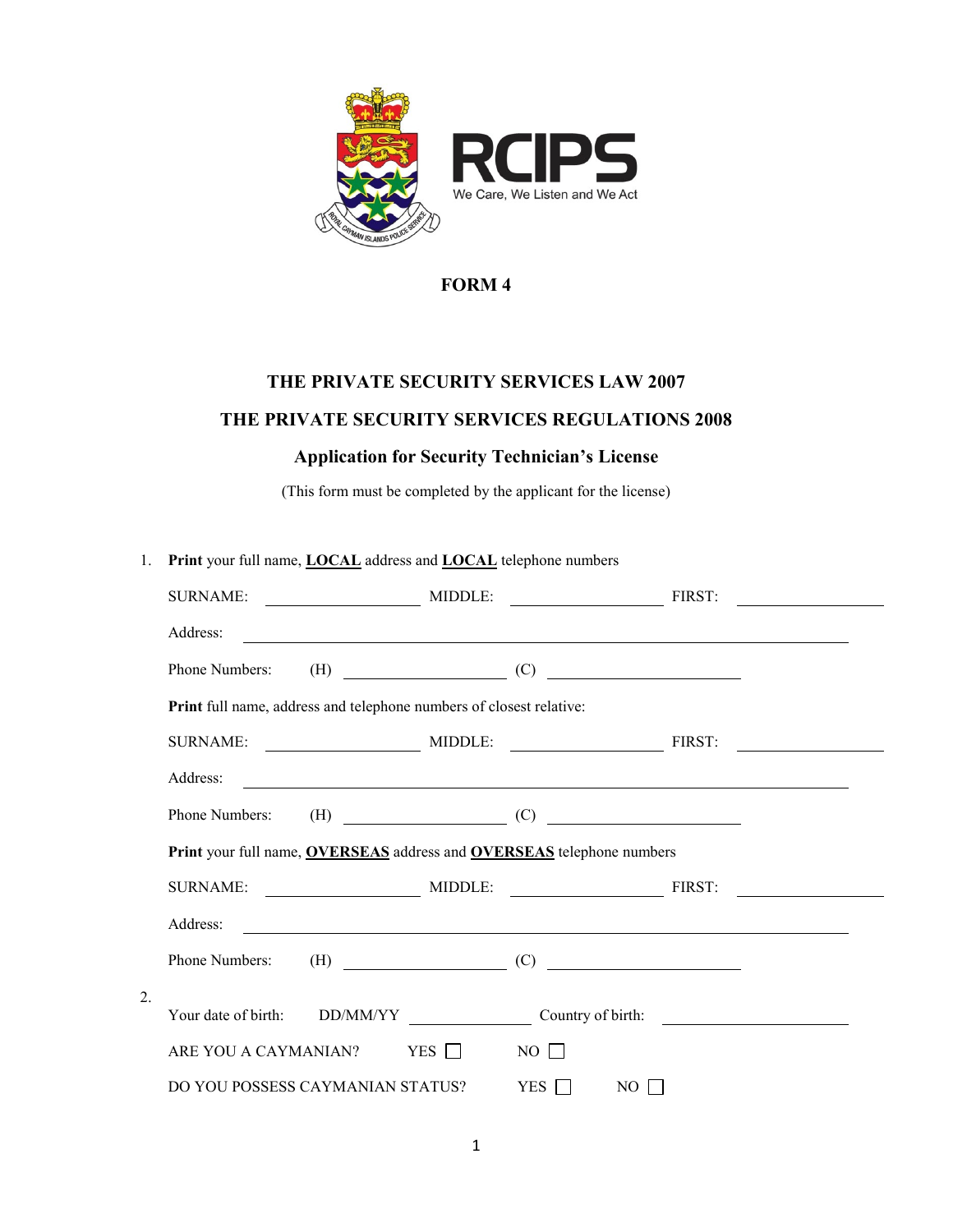RCIPS

We Care, We Listen and We Act

**FORM 4**

**THE PRIVATE SECURITY SERVICES LAW 2007**

**THE PRIVATE SECURITY SERVICES REGULATIONS 2008**

**Application for Security Technician's License**

(This form must be completed by the applicant for the license)

1. **Print** your full name, **LOCAL** address and **LOCAL** telephone numbers

   SURNAME: ____________ MIDDLE: ____________ FIRST: ____________

   Address: ________________________________________

   Phone Numbers: (H) ____________ (C) ____________

   **Print** full name, address and telephone numbers of closest relative:

   SURNAME: ____________ MIDDLE: ____________ FIRST: ____________

   Address: ________________________________________

   Phone Numbers: (H) ____________ (C) ____________

   **Print** your full name, **OVERSEAS** address and **OVERSEAS** telephone numbers

   SURNAME: ____________ MIDDLE: ____________ FIRST: ____________

   Address: ________________________________________

   Phone Numbers: (H) ____________ (C) ____________

2. Your date of birth: DD/MM/YY ____________ Country of birth: ____________

   ARE YOU A CAYMANIAN? YES ☐ NO ☐

   DO YOU POSSESS CAYMANIAN STATUS? YES ☐ NO ☐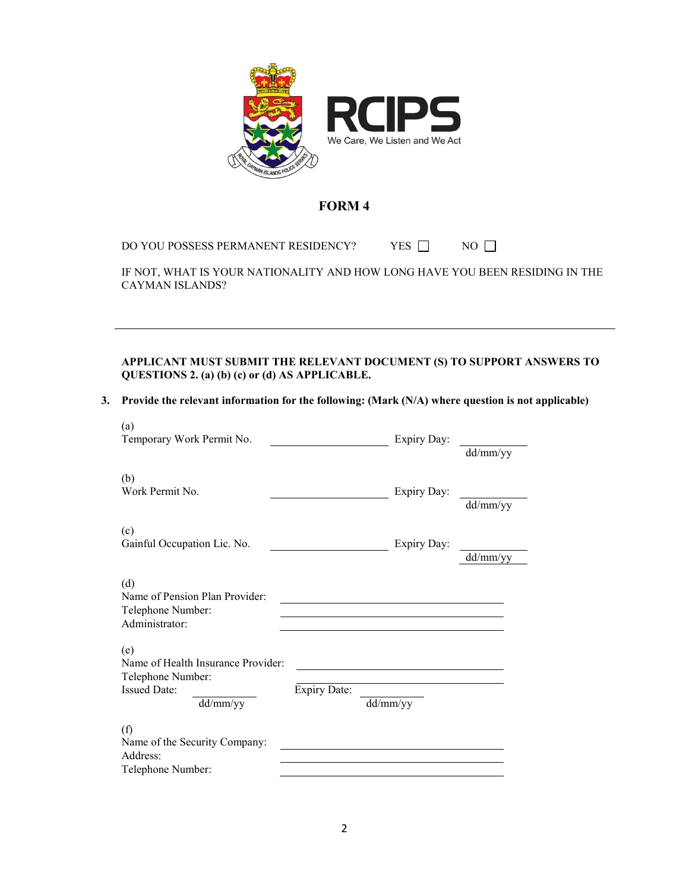RCIPS

We Care, We Listen and We Act

# FORM 4

DO YOU POSSESS PERMANENT RESIDENCY? YES ☐ NO ☐

IF NOT, WHAT IS YOUR NATIONALITY AND HOW LONG HAVE YOU BEEN RESIDING IN THE CAYMAN ISLANDS?

___________________________________________________________________________

**APPLICANT MUST SUBMIT THE RELEVANT DOCUMENT (S) TO SUPPORT ANSWERS TO QUESTIONS 2. (a) (b) (c) or (d) AS APPLICABLE.**

**3. Provide the relevant information for the following: (Mark (N/A) where question is not applicable)**

(a)
Temporary Work Permit No. ____________________ Expiry Day: ____________
dd/mm/yy

(b)
Work Permit No. ____________________ Expiry Day: ____________
dd/mm/yy

(c)
Gainful Occupation Lic. No. ____________________ Expiry Day: ____________
dd/mm/yy

(d)
Name of Pension Plan Provider: ______________________________
Telephone Number: ______________________________
Administrator: ______________________________

(e)
Name of Health Insurance Provider: ______________________________
Telephone Number: ______________________________
Issued Date: ____________ Expiry Date: ____________
dd/mm/yy dd/mm/yy

(f)
Name of the Security Company: ______________________________
Address: ______________________________
Telephone Number: ______________________________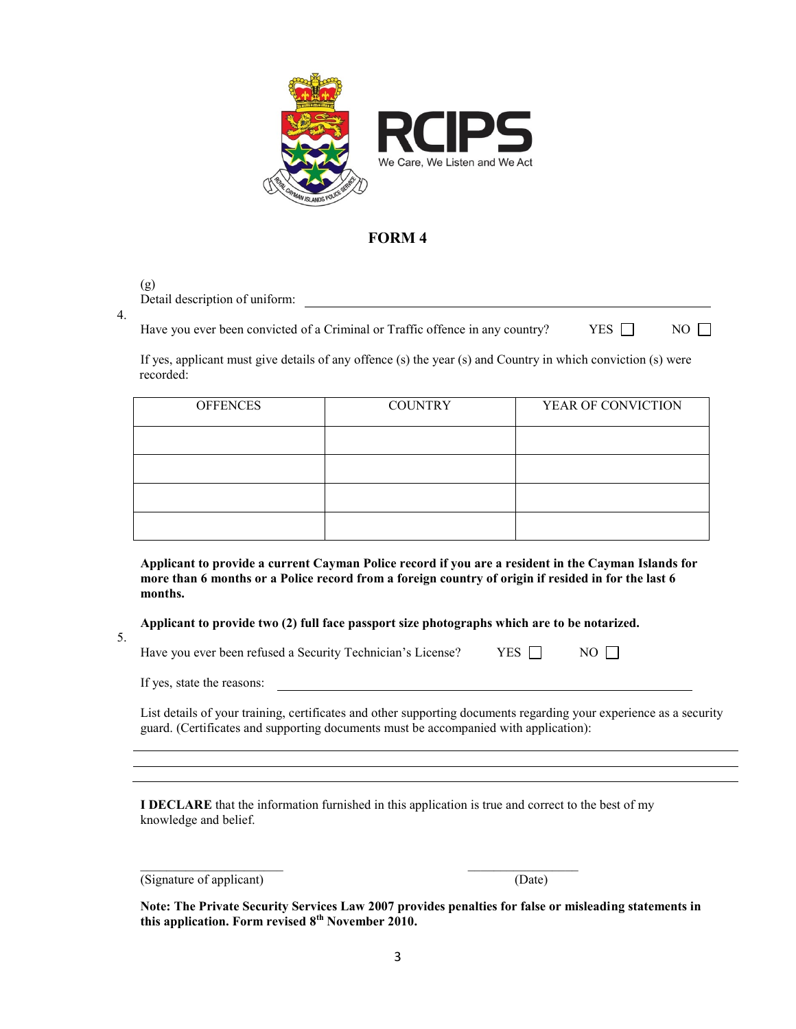RCIPS

We Care, We Listen and We Act

# FORM 4

(g)
Detail description of uniform: \_\_\_\_\_\_\_\_\_\_\_\_\_\_\_\_\_\_\_\_\_\_\_\_\_\_\_\_\_\_\_\_\_\_\_\_\_\_\_\_\_\_\_\_\_\_\_\_

4. Have you ever been convicted of a Criminal or Traffic offence in any country? YES ☐ NO ☐

If yes, applicant must give details of any offence (s) the year (s) and Country in which conviction (s) were recorded:

| OFFENCES | COUNTRY | YEAR OF CONVICTION |
|---|---|---|
| | | |
| | | |
| | | |
| | | |

**Applicant to provide a current Cayman Police record if you are a resident in the Cayman Islands for more than 6 months or a Police record from a foreign country of origin if resided in for the last 6 months.**

**Applicant to provide two (2) full face passport size photographs which are to be notarized.**

5. Have you ever been refused a Security Technician's License? YES ☐ NO ☐

If yes, state the reasons: \_\_\_\_\_\_\_\_\_\_\_\_\_\_\_\_\_\_\_\_\_\_\_\_\_\_\_\_\_\_\_\_\_\_\_\_\_\_\_\_\_\_\_\_\_\_\_\_

List details of your training, certificates and other supporting documents regarding your experience as a security guard. (Certificates and supporting documents must be accompanied with application):

\_\_\_\_\_\_\_\_\_\_\_\_\_\_\_\_\_\_\_\_\_\_\_\_\_\_\_\_\_\_\_\_\_\_\_\_\_\_\_\_\_\_\_\_\_\_\_\_\_\_\_\_\_\_\_\_\_\_\_\_\_\_\_\_\_\_\_\_

\_\_\_\_\_\_\_\_\_\_\_\_\_\_\_\_\_\_\_\_\_\_\_\_\_\_\_\_\_\_\_\_\_\_\_\_\_\_\_\_\_\_\_\_\_\_\_\_\_\_\_\_\_\_\_\_\_\_\_\_\_\_\_\_\_\_\_\_

\_\_\_\_\_\_\_\_\_\_\_\_\_\_\_\_\_\_\_\_\_\_\_\_\_\_\_\_\_\_\_\_\_\_\_\_\_\_\_\_\_\_\_\_\_\_\_\_\_\_\_\_\_\_\_\_\_\_\_\_\_\_\_\_\_\_\_\_

**I DECLARE** that the information furnished in this application is true and correct to the best of my knowledge and belief.

\_\_\_\_\_\_\_\_\_\_\_\_\_\_\_\_\_\_\_\_\_\_\_\_ \_\_\_\_\_\_\_\_\_\_\_\_\_\_\_\_\_\_\_\_
(Signature of applicant) (Date)

**Note: The Private Security Services Law 2007 provides penalties for false or misleading statements in this application. Form revised 8th November 2010.**